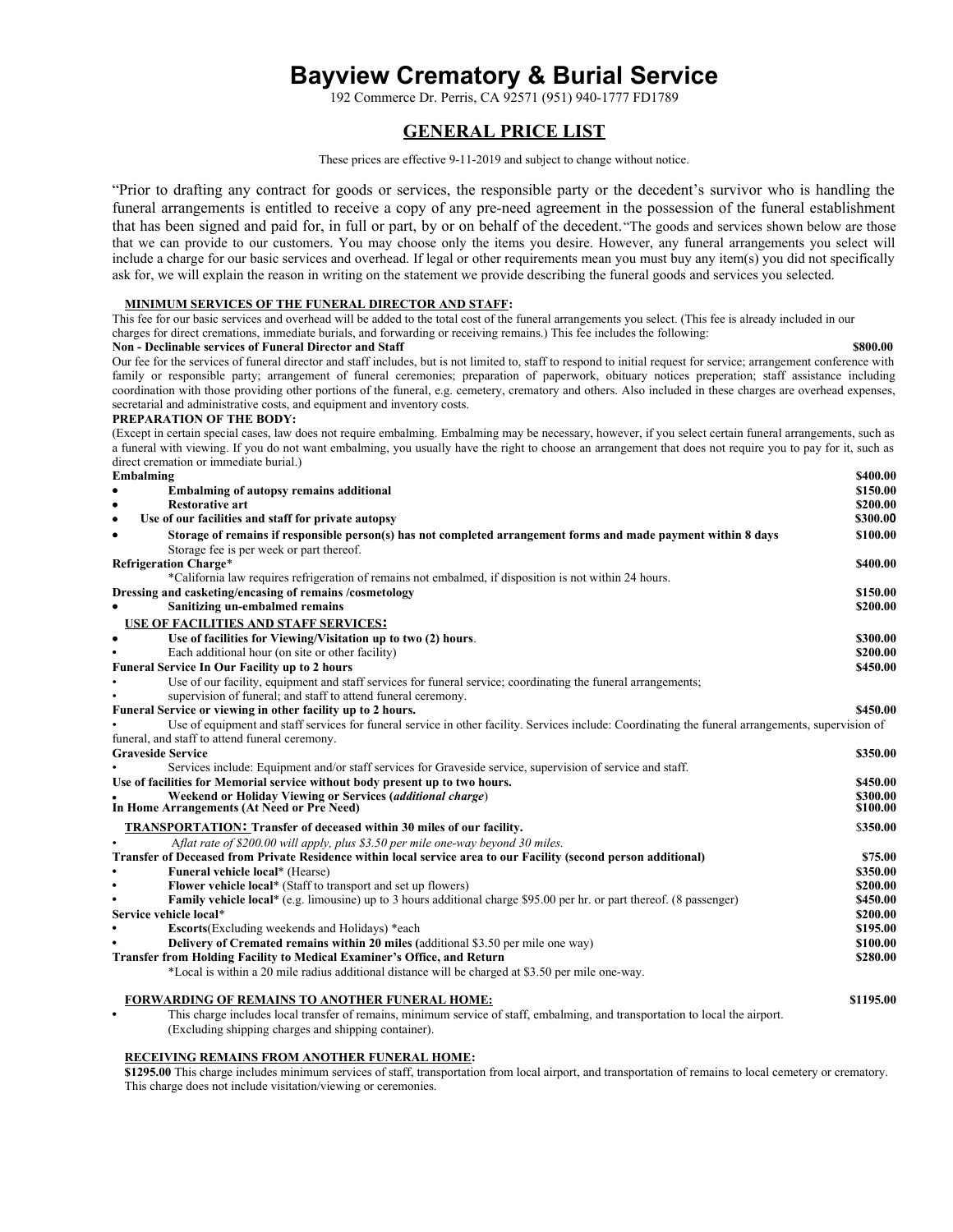# Bayview Crematory & Burial Service

192 Commerce Dr. Perris, CA 92571 (951) 940-1777 FD1789

## GENERAL PRICE LIST

These prices are effective 9-11-2019 and subject to change without notice.

"Prior to drafting any contract for goods or services, the responsible party or the decedent's survivor who is handling the funeral arrangements is entitled to receive a copy of any pre-need agreement in the possession of the funeral establishment that has been signed and paid for, in full or part, by or on behalf of the decedent."The goods and services shown below are those that we can provide to our customers. You may choose only the items you desire. However, any funeral arrangements you select will include a charge for our basic services and overhead. If legal or other requirements mean you must buy any item(s) you did not specifically ask for, we will explain the reason in writing on the statement we provide describing the funeral goods and services you selected.

### MINIMUM SERVICES OF THE FUNERAL DIRECTOR AND STAFF:

This fee for our basic services and overhead will be added to the total cost of the funeral arrangements you select. (This fee is already included in our charges for direct cremations, immediate burials, and forwarding or receiving remains.) This fee includes the following:

**Non - Declinable services of Funeral Director and Staff** — **$800.00**

Our fee for the services of funeral director and staff includes, but is not limited to, staff to respond to initial request for service; arrangement conference with family or responsible party; arrangement of funeral ceremonies; preparation of paperwork, obituary notices preperation; staff assistance including coordination with those providing other portions of the funeral, e.g. cemetery, crematory and others. Also included in these charges are overhead expenses, secretarial and administrative costs, and equipment and inventory costs.

### PREPARATION OF THE BODY:

(Except in certain special cases, law does not require embalming. Embalming may be necessary, however, if you select certain funeral arrangements, such as a funeral with viewing. If you do not want embalming, you usually have the right to choose an arrangement that does not require you to pay for it, such as direct cremation or immediate burial.)

| Item | Price |
|---|---|
| **Embalming** | **$400.00** |
| • **Embalming of autopsy remains additional** | **$150.00** |
| • **Restorative art** | **$200.00** |
| • **Use of our facilities and staff for private autopsy** | **$300.00** |
| • **Storage of remains if responsible person(s) has not completed arrangement forms and made payment within 8 days** Storage fee is per week or part thereof. | **$100.00** |
| **Refrigeration Charge*** *California law requires refrigeration of remains not embalmed, if disposition is not within 24 hours. | **$400.00** |
| **Dressing and casketing/encasing of remains /cosmetology** | **$150.00** |
| • **Sanitizing un-embalmed remains** | **$200.00** |

### USE OF FACILITIES AND STAFF SERVICES:

| Item | Price |
|---|---|
| • **Use of facilities for Viewing/Visitation up to two (2) hours**. | **$300.00** |
| • Each additional hour (on site or other facility) | **$200.00** |
| **Funeral Service In Our Facility up to 2 hours** • Use of our facility, equipment and staff services for funeral service; coordinating the funeral arrangements; • supervision of funeral; and staff to attend funeral ceremony. | **$450.00** |
| **Funeral Service or viewing in other facility up to 2 hours.** • Use of equipment and staff services for funeral service in other facility. Services include: Coordinating the funeral arrangements, supervision of funeral, and staff to attend funeral ceremony. | **$450.00** |
| **Graveside Service** • Services include: Equipment and/or staff services for Graveside service, supervision of service and staff. | **$350.00** |
| **Use of facilities for Memorial service without body present up to two hours.** | **$450.00** |
| • **Weekend or Holiday Viewing or Services (*additional charge*)** | **$300.00** |
| **In Home Arrangements (At Need or Pre Need)** | **$100.00** |

### TRANSPORTATION: Transfer of deceased within 30 miles of our facility.

| Item | Price |
|---|---|
| **TRANSPORTATION: Transfer of deceased within 30 miles of our facility.** • *Aflat rate of $200.00 will apply, plus $3.50 per mile one-way beyond 30 miles.* | $350.00 |
| **Transfer of Deceased from Private Residence within local service area to our Facility (second person additional)** | **$75.00** |
| • **Funeral vehicle local*** (Hearse) | **$350.00** |
| • **Flower vehicle local*** (Staff to transport and set up flowers) | **$200.00** |
| • **Family vehicle local*** (e.g. limousine) up to 3 hours additional charge $95.00 per hr. or part thereof. (8 passenger) | **$450.00** |
| **Service vehicle local*** | **$200.00** |
| • **Escorts**(Excluding weekends and Holidays) *each | **$195.00** |
| • **Delivery of Cremated remains within 20 miles (**additional $3.50 per mile one way) | **$100.00** |
| **Transfer from Holding Facility to Medical Examiner's Office, and Return** | **$280.00** |

*Local is within a 20 mile radius additional distance will be charged at $3.50 per mile one-way.

### FORWARDING OF REMAINS TO ANOTHER FUNERAL HOME: — $1195.00

• This charge includes local transfer of remains, minimum service of staff, embalming, and transportation to local the airport. (Excluding shipping charges and shipping container).

### RECEIVING REMAINS FROM ANOTHER FUNERAL HOME:

**$1295.00** This charge includes minimum services of staff, transportation from local airport, and transportation of remains to local cemetery or crematory. This charge does not include visitation/viewing or ceremonies.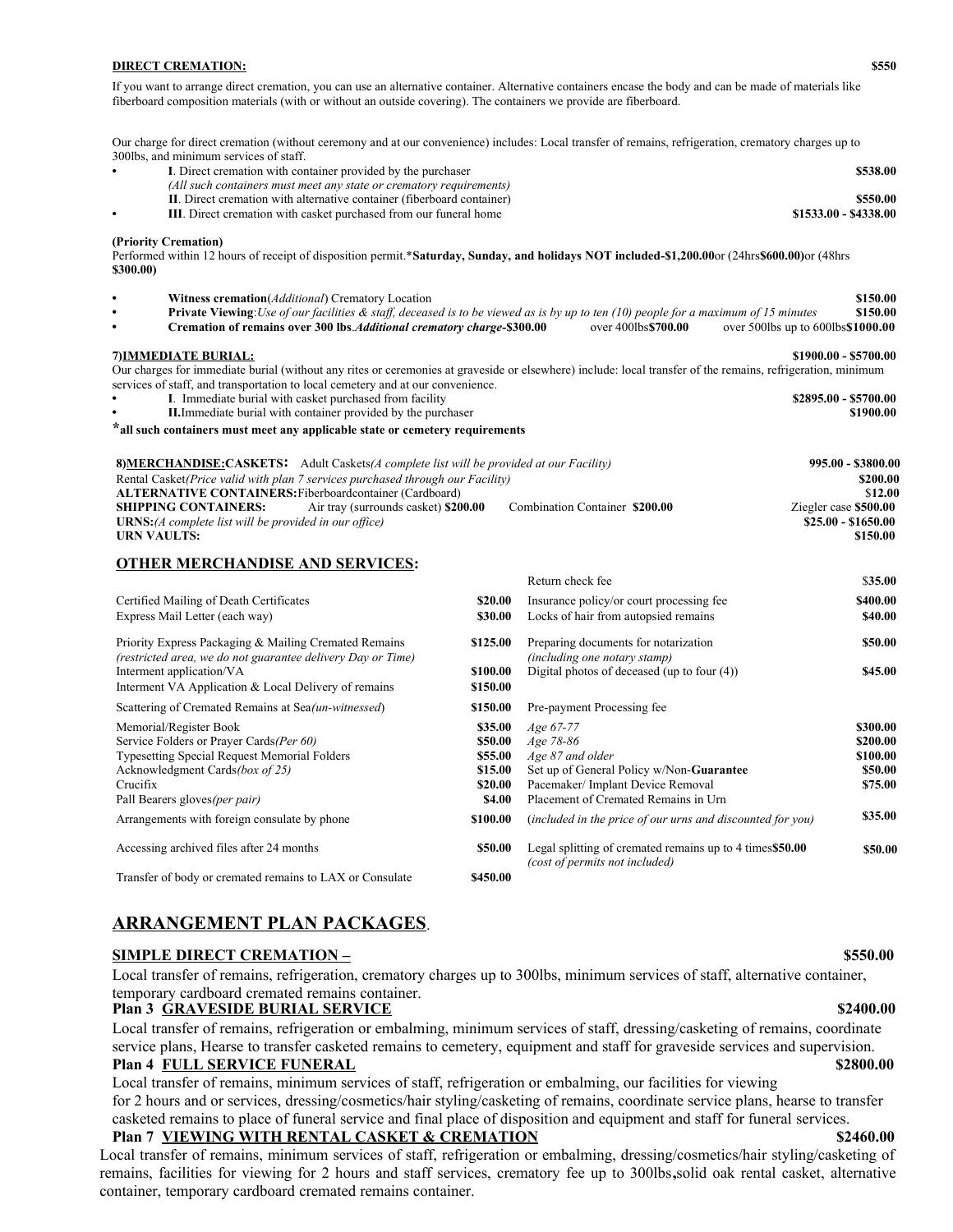**DIRECT CREMATION:** **$550**

If you want to arrange direct cremation, you can use an alternative container. Alternative containers encase the body and can be made of materials like fiberboard composition materials (with or without an outside covering). The containers we provide are fiberboard.

Our charge for direct cremation (without ceremony and at our convenience) includes: Local transfer of remains, refrigeration, crematory charges up to 300lbs, and minimum services of staff.

- **I**. Direct cremation with container provided by the purchaser **$538.00**
  *(All such containers must meet any state or crematory requirements)*
  **II**. Direct cremation with alternative container (fiberboard container) **$550.00**
- **III**. Direct cremation with casket purchased from our funeral home **$1533.00 - $4338.00**

**(Priority Cremation)**
Performed within 12 hours of receipt of disposition permit.***Saturday, Sunday, and holidays NOT included-$1,200.00**or (24hrs**$600.00)**or (48hrs **$300.00)**

- **Witness cremation**(*Additional*) Crematory Location **$150.00**
- **Private Viewing**:*Use of our facilities & staff, deceased is to be viewed as is by up to ten (10) people for a maximum of 15 minutes* **$150.00**
- **Cremation of remains over 300 lbs**.*Additional crematory charge*-**$300.00** over 400lbs**$700.00** over 500lbs up to 600lbs**$1000.00**

**7)IMMEDIATE BURIAL:** **$1900.00 - $5700.00**

Our charges for immediate burial (without any rites or ceremonies at graveside or elsewhere) include: local transfer of the remains, refrigeration, minimum services of staff, and transportation to local cemetery and at our convenience.

- **I**. Immediate burial with casket purchased from facility **$2895.00 - $5700.00**
- **II.**Immediate burial with container provided by the purchaser **$1900.00**

***all such containers must meet any applicable state or cemetery requirements**

**8)MERCHANDISE:CASKETS:** Adult Caskets*(A complete list will be provided at our Facility)* **995.00 - $3800.00**
Rental Casket*(Price valid with plan 7 services purchased through our Facility)* **$200.00**
**ALTERNATIVE CONTAINERS:**Fiberboardcontainer (Cardboard) $12.00
**SHIPPING CONTAINERS:** Air tray (surrounds casket) **$200.00** Combination Container **$200.00** Ziegler case **$500.00**
**URNS:***(A complete list will be provided in our office)* **$25.00 - $1650.00**
**URN VAULTS:** **$150.00**

## OTHER MERCHANDISE AND SERVICES:

| | | | |
|---|---|---|---|
| | | Return check fee | $35.00 |
| Certified Mailing of Death Certificates | $20.00 | Insurance policy/or court processing fee | $400.00 |
| Express Mail Letter (each way) | $30.00 | Locks of hair from autopsied remains | $40.00 |
| Priority Express Packaging & Mailing Cremated Remains *(restricted area, we do not guarantee delivery Day or Time)* | $125.00 | Preparing documents for notarization *(including one notary stamp)* | $50.00 |
| Interment application/VA | $100.00 | Digital photos of deceased (up to four (4)) | $45.00 |
| Interment VA Application & Local Delivery of remains | $150.00 | | |
| Scattering of Cremated Remains at Sea*(un-witnessed)* | $150.00 | Pre-payment Processing fee | |
| Memorial/Register Book | $35.00 | *Age 67-77* | $300.00 |
| Service Folders or Prayer Cards*(Per 60)* | $50.00 | *Age 78-86* | $200.00 |
| Typesetting Special Request Memorial Folders | $55.00 | *Age 87 and older* | $100.00 |
| Acknowledgment Cards*(box of 25)* | $15.00 | Set up of General Policy w/Non-**Guarantee** | $50.00 |
| Crucifix | $20.00 | Pacemaker/ Implant Device Removal | $75.00 |
| Pall Bearers gloves*(per pair)* | $4.00 | Placement of Cremated Remains in Urn | |
| Arrangements with foreign consulate by phone | $100.00 | (*included in the price of our urns and discounted for you)* | $35.00 |
| Accessing archived files after 24 months | $50.00 | Legal splitting of cremated remains up to 4 times**$50.00** *(cost of permits not included)* | $50.00 |
| Transfer of body or cremated remains to LAX or Consulate | $450.00 | | |

## ARRANGEMENT PLAN PACKAGES

**SIMPLE DIRECT CREMATION –** **$550.00**

Local transfer of remains, refrigeration, crematory charges up to 300lbs, minimum services of staff, alternative container, temporary cardboard cremated remains container.

**Plan 3 GRAVESIDE BURIAL SERVICE** **$2400.00**

Local transfer of remains, refrigeration or embalming, minimum services of staff, dressing/casketing of remains, coordinate service plans, Hearse to transfer casketed remains to cemetery, equipment and staff for graveside services and supervision.

**Plan 4 FULL SERVICE FUNERAL** **$2800.00**

Local transfer of remains, minimum services of staff, refrigeration or embalming, our facilities for viewing for 2 hours and or services, dressing/cosmetics/hair styling/casketing of remains, coordinate service plans, hearse to transfer casketed remains to place of funeral service and final place of disposition and equipment and staff for funeral services.

**Plan 7 VIEWING WITH RENTAL CASKET & CREMATION** **$2460.00**

Local transfer of remains, minimum services of staff, refrigeration or embalming, dressing/cosmetics/hair styling/casketing of remains, facilities for viewing for 2 hours and staff services, crematory fee up to 300lbs**,**solid oak rental casket, alternative container, temporary cardboard cremated remains container.